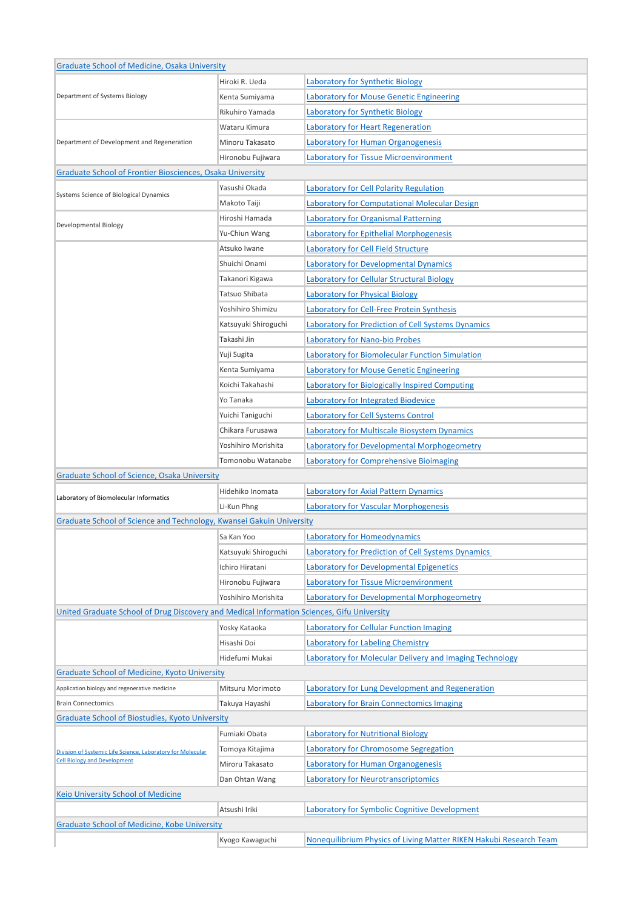| Graduate School of Medicine, Osaka University | | |
|---|---|---|
| Department of Systems Biology | Hiroki R. Ueda | Laboratory for Synthetic Biology |
| | Kenta Sumiyama | Laboratory for Mouse Genetic Engineering |
| | Rikuhiro Yamada | Laboratory for Synthetic Biology |
| Department of Development and Regeneration | Wataru Kimura | Laboratory for Heart Regeneration |
| | Minoru Takasato | Laboratory for Human Organogenesis |
| | Hironobu Fujiwara | Laboratory for Tissue Microenvironment |
| **Graduate School of Frontier Biosciences, Osaka University** | | |
| Systems Science of Biological Dynamics | Yasushi Okada | Laboratory for Cell Polarity Regulation |
| | Makoto Taiji | Laboratory for Computational Molecular Design |
| Developmental Biology | Hiroshi Hamada | Laboratory for Organismal Patterning |
| | Yu-Chiun Wang | Laboratory for Epithelial Morphogenesis |
| | Atsuko Iwane | Laboratory for Cell Field Structure |
| | Shuichi Onami | Laboratory for Developmental Dynamics |
| | Takanori Kigawa | Laboratory for Cellular Structural Biology |
| | Tatsuo Shibata | Laboratory for Physical Biology |
| | Yoshihiro Shimizu | Laboratory for Cell-Free Protein Synthesis |
| | Katsuyuki Shiroguchi | Laboratory for Prediction of Cell Systems Dynamics |
| | Takashi Jin | Laboratory for Nano-bio Probes |
| | Yuji Sugita | Laboratory for Biomolecular Function Simulation |
| | Kenta Sumiyama | Laboratory for Mouse Genetic Engineering |
| | Koichi Takahashi | Laboratory for Biologically Inspired Computing |
| | Yo Tanaka | Laboratory for Integrated Biodevice |
| | Yuichi Taniguchi | Laboratory for Cell Systems Control |
| | Chikara Furusawa | Laboratory for Multiscale Biosystem Dynamics |
| | Yoshihiro Morishita | Laboratory for Developmental Morphogeometry |
| | Tomonobu Watanabe | Laboratory for Comprehensive Bioimaging |
| **Graduate School of Science, Osaka University** | | |
| Laboratory of Biomolecular Informatics | Hidehiko Inomata | Laboratory for Axial Pattern Dynamics |
| | Li-Kun Phng | Laboratory for Vascular Morphogenesis |
| **Graduate School of Science and Technology, Kwansei Gakuin University** | | |
| | Sa Kan Yoo | Laboratory for Homeodynamics |
| | Katsuyuki Shiroguchi | Laboratory for Prediction of Cell Systems Dynamics |
| | Ichiro Hiratani | Laboratory for Developmental Epigenetics |
| | Hironobu Fujiwara | Laboratory for Tissue Microenvironment |
| | Yoshihiro Morishita | Laboratory for Developmental Morphogeometry |
| **United Graduate School of Drug Discovery and Medical Information Sciences, Gifu University** | | |
| | Yosky Kataoka | Laboratory for Cellular Function Imaging |
| | Hisashi Doi | Laboratory for Labeling Chemistry |
| | Hidefumi Mukai | Laboratory for Molecular Delivery and Imaging Technology |
| **Graduate School of Medicine, Kyoto University** | | |
| Application biology and regenerative medicine | Mitsuru Morimoto | Laboratory for Lung Development and Regeneration |
| Brain Connectomics | Takuya Hayashi | Laboratory for Brain Connectomics Imaging |
| **Graduate School of Biostudies, Kyoto University** | | |
| Division of Systemic Life Science, Laboratory for Molecular Cell Biology and Development | Fumiaki Obata | Laboratory for Nutritional Biology |
| | Tomoya Kitajima | Laboratory for Chromosome Segregation |
| | Miroru Takasato | Laboratory for Human Organogenesis |
| | Dan Ohtan Wang | Laboratory for Neurotranscriptomics |
| **Keio University School of Medicine** | | |
| | Atsushi Iriki | Laboratory for Symbolic Cognitive Development |
| **Graduate School of Medicine, Kobe University** | | |
| | Kyogo Kawaguchi | Nonequilibrium Physics of Living Matter RIKEN Hakubi Research Team |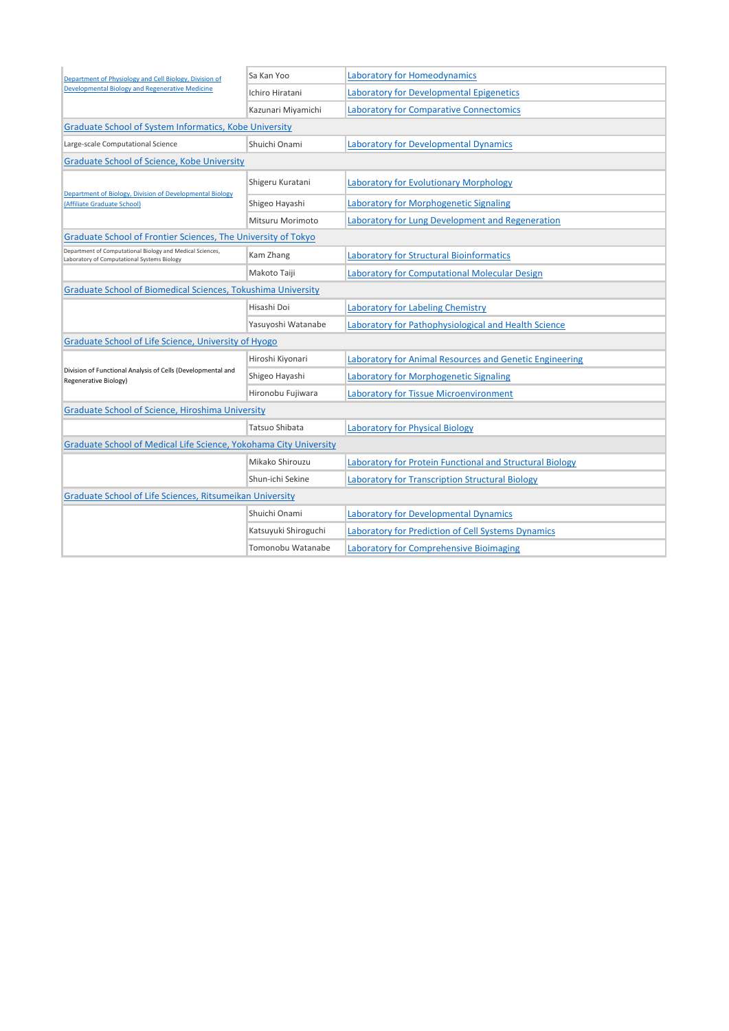| | | |
|---|---|---|
| Department of Physiology and Cell Biology, Division of Developmental Biology and Regenerative Medicine | Sa Kan Yoo | Laboratory for Homeodynamics |
| | Ichiro Hiratani | Laboratory for Developmental Epigenetics |
| | Kazunari Miyamichi | Laboratory for Comparative Connectomics |
| Graduate School of System Informatics, Kobe University | | |
| Large-scale Computational Science | Shuichi Onami | Laboratory for Developmental Dynamics |
| Graduate School of Science, Kobe University | | |
| Department of Biology, Division of Developmental Biology (Affiliate Graduate School) | Shigeru Kuratani | Laboratory for Evolutionary Morphology |
| | Shigeo Hayashi | Laboratory for Morphogenetic Signaling |
| | Mitsuru Morimoto | Laboratory for Lung Development and Regeneration |
| Graduate School of Frontier Sciences, The University of Tokyo | | |
| Department of Computational Biology and Medical Sciences, Laboratory of Computational Systems Biology | Kam Zhang | Laboratory for Structural Bioinformatics |
| | Makoto Taiji | Laboratory for Computational Molecular Design |
| Graduate School of Biomedical Sciences, Tokushima University | | |
| | Hisashi Doi | Laboratory for Labeling Chemistry |
| | Yasuyoshi Watanabe | Laboratory for Pathophysiological and Health Science |
| Graduate School of Life Science, University of Hyogo | | |
| Division of Functional Analysis of Cells (Developmental and Regenerative Biology) | Hiroshi Kiyonari | Laboratory for Animal Resources and Genetic Engineering |
| | Shigeo Hayashi | Laboratory for Morphogenetic Signaling |
| | Hironobu Fujiwara | Laboratory for Tissue Microenvironment |
| Graduate School of Science, Hiroshima University | | |
| | Tatsuo Shibata | Laboratory for Physical Biology |
| Graduate School of Medical Life Science, Yokohama City University | | |
| | Mikako Shirouzu | Laboratory for Protein Functional and Structural Biology |
| | Shun-ichi Sekine | Laboratory for Transcription Structural Biology |
| Graduate School of Life Sciences, Ritsumeikan University | | |
| | Shuichi Onami | Laboratory for Developmental Dynamics |
| | Katsuyuki Shiroguchi | Laboratory for Prediction of Cell Systems Dynamics |
| | Tomonobu Watanabe | Laboratory for Comprehensive Bioimaging |